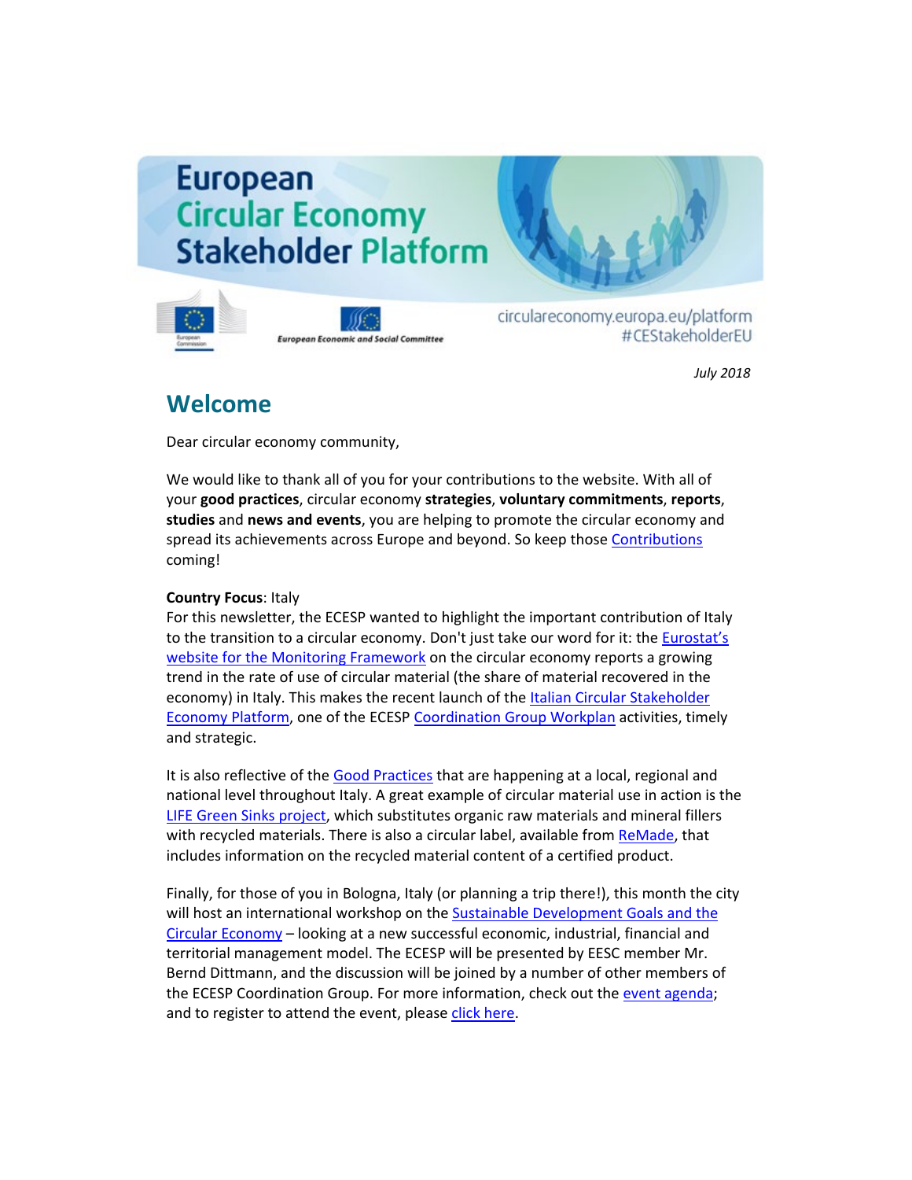# European Circular Economy Stakeholder Platform

circulareconomy.europa.eu/platform
#CEStakeholderEU

*July 2018*

## Welcome

Dear circular economy community,

We would like to thank all of you for your contributions to the website. With all of your **good practices**, circular economy **strategies**, **voluntary commitments**, **reports**, **studies** and **news and events**, you are helping to promote the circular economy and spread its achievements across Europe and beyond. So keep those Contributions coming!

**Country Focus**: Italy
For this newsletter, the ECESP wanted to highlight the important contribution of Italy to the transition to a circular economy. Don't just take our word for it: the Eurostat's website for the Monitoring Framework on the circular economy reports a growing trend in the rate of use of circular material (the share of material recovered in the economy) in Italy. This makes the recent launch of the Italian Circular Stakeholder Economy Platform, one of the ECESP Coordination Group Workplan activities, timely and strategic.

It is also reflective of the Good Practices that are happening at a local, regional and national level throughout Italy. A great example of circular material use in action is the LIFE Green Sinks project, which substitutes organic raw materials and mineral fillers with recycled materials. There is also a circular label, available from ReMade, that includes information on the recycled material content of a certified product.

Finally, for those of you in Bologna, Italy (or planning a trip there!), this month the city will host an international workshop on the Sustainable Development Goals and the Circular Economy – looking at a new successful economic, industrial, financial and territorial management model. The ECESP will be presented by EESC member Mr. Bernd Dittmann, and the discussion will be joined by a number of other members of the ECESP Coordination Group. For more information, check out the event agenda; and to register to attend the event, please click here.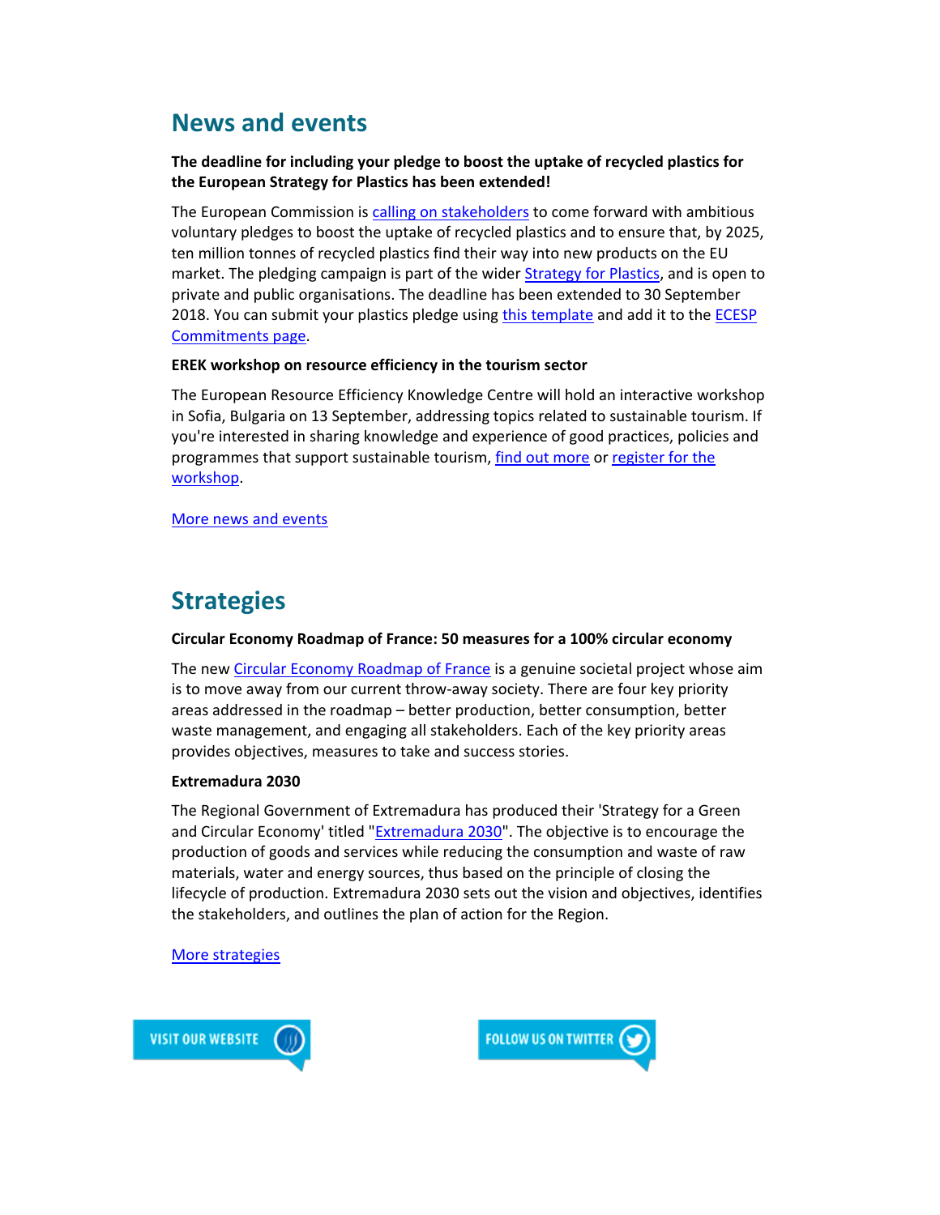## News and events

**The deadline for including your pledge to boost the uptake of recycled plastics for the European Strategy for Plastics has been extended!**

The European Commission is calling on stakeholders to come forward with ambitious voluntary pledges to boost the uptake of recycled plastics and to ensure that, by 2025, ten million tonnes of recycled plastics find their way into new products on the EU market. The pledging campaign is part of the wider Strategy for Plastics, and is open to private and public organisations. The deadline has been extended to 30 September 2018. You can submit your plastics pledge using this template and add it to the ECESP Commitments page.

**EREK workshop on resource efficiency in the tourism sector**

The European Resource Efficiency Knowledge Centre will hold an interactive workshop in Sofia, Bulgaria on 13 September, addressing topics related to sustainable tourism. If you're interested in sharing knowledge and experience of good practices, policies and programmes that support sustainable tourism, find out more or register for the workshop.

More news and events

## Strategies

**Circular Economy Roadmap of France: 50 measures for a 100% circular economy**

The new Circular Economy Roadmap of France is a genuine societal project whose aim is to move away from our current throw-away society. There are four key priority areas addressed in the roadmap – better production, better consumption, better waste management, and engaging all stakeholders. Each of the key priority areas provides objectives, measures to take and success stories.

**Extremadura 2030**

The Regional Government of Extremadura has produced their 'Strategy for a Green and Circular Economy' titled "Extremadura 2030". The objective is to encourage the production of goods and services while reducing the consumption and waste of raw materials, water and energy sources, thus based on the principle of closing the lifecycle of production. Extremadura 2030 sets out the vision and objectives, identifies the stakeholders, and outlines the plan of action for the Region.

More strategies

VISIT OUR WEBSITE

FOLLOW US ON TWITTER